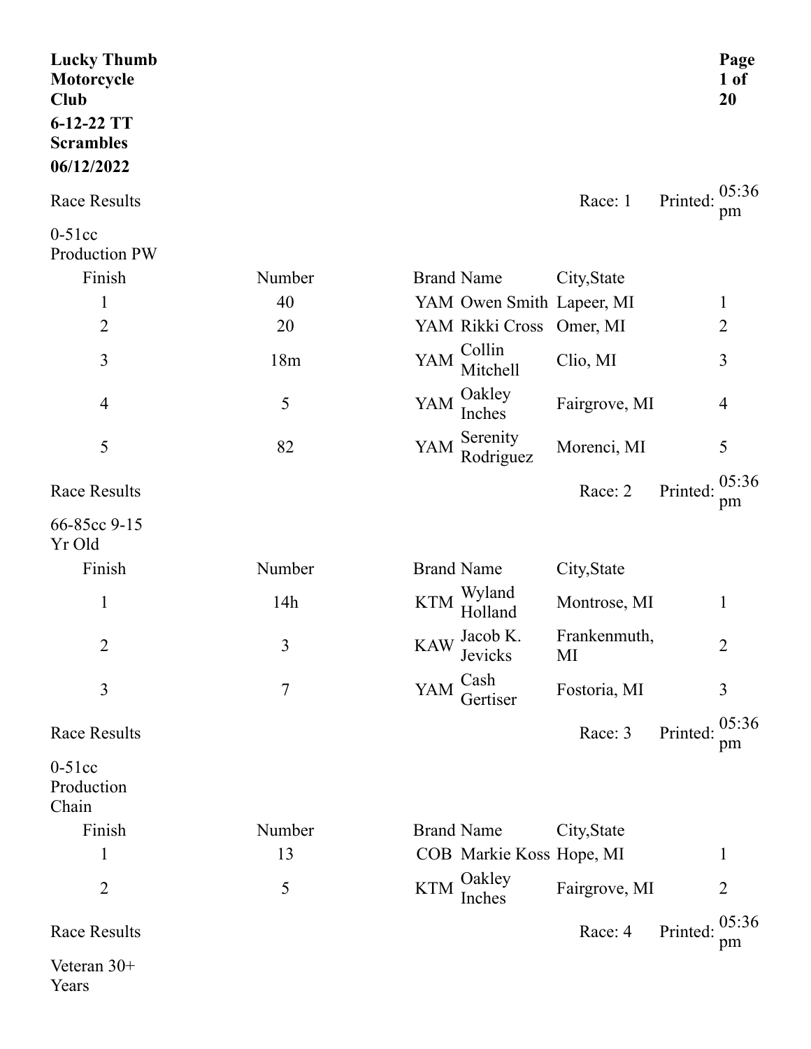**Lucky Thumb Motorcycle Club**

**6-12-22 TT Scrambles**

**06/12/2022**

Race Results — Race: 1 — Printed: 05:36 pm

0-51cc Production PW

| Finish | Number | Brand | Name | City,State | |
|---|---|---|---|---|---|
| 1 | 40 | YAM | Owen Smith | Lapeer, MI | 1 |
| 2 | 20 | YAM | Rikki Cross | Omer, MI | 2 |
| 3 | 18m | YAM | Collin Mitchell | Clio, MI | 3 |
| 4 | 5 | YAM | Oakley Inches | Fairgrove, MI | 4 |
| 5 | 82 | YAM | Serenity Rodriguez | Morenci, MI | 5 |

Race Results — Race: 2 — Printed: 05:36 pm

66-85cc 9-15 Yr Old

| Finish | Number | Brand | Name | City,State | |
|---|---|---|---|---|---|
| 1 | 14h | KTM | Wyland Holland | Montrose, MI | 1 |
| 2 | 3 | KAW | Jacob K. Jevicks | Frankenmuth, MI | 2 |
| 3 | 7 | YAM | Cash Gertiser | Fostoria, MI | 3 |

Race Results — Race: 3 — Printed: 05:36 pm

0-51cc Production Chain

| Finish | Number | Brand | Name | City,State | |
|---|---|---|---|---|---|
| 1 | 13 | COB | Markie Koss | Hope, MI | 1 |
| 2 | 5 | KTM | Oakley Inches | Fairgrove, MI | 2 |

Race Results — Race: 4 — Printed: 05:36 pm

Veteran 30+ Years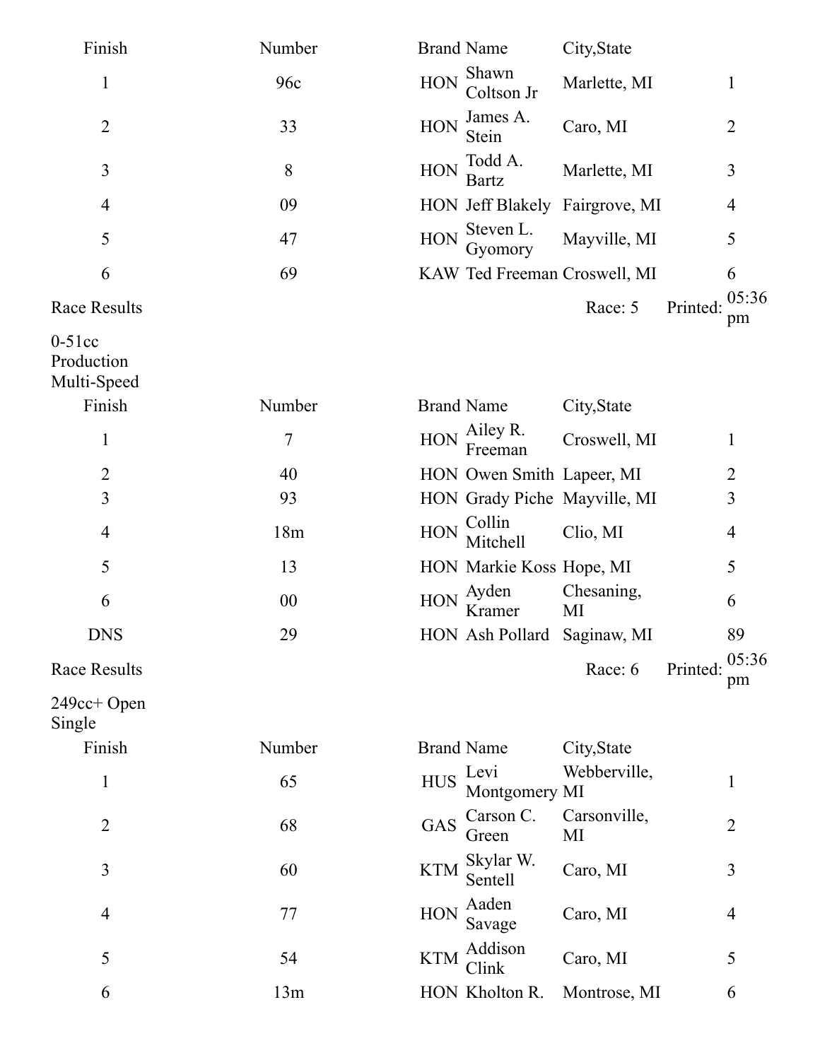| Finish | Number | Brand | Name | City,State | |
|---|---|---|---|---|---|
| 1 | 96c | HON | Shawn Coltson Jr | Marlette, MI | 1 |
| 2 | 33 | HON | James A. Stein | Caro, MI | 2 |
| 3 | 8 | HON | Todd A. Bartz | Marlette, MI | 3 |
| 4 | 09 | HON | Jeff Blakely | Fairgrove, MI | 4 |
| 5 | 47 | HON | Steven L. Gyomory | Mayville, MI | 5 |
| 6 | 69 | KAW | Ted Freeman | Croswell, MI | 6 |

Race Results — Race: 5 — Printed: 05:36 pm

0-51cc Production Multi-Speed

| Finish | Number | Brand | Name | City,State | |
|---|---|---|---|---|---|
| 1 | 7 | HON | Ailey R. Freeman | Croswell, MI | 1 |
| 2 | 40 | HON | Owen Smith | Lapeer, MI | 2 |
| 3 | 93 | HON | Grady Piche | Mayville, MI | 3 |
| 4 | 18m | HON | Collin Mitchell | Clio, MI | 4 |
| 5 | 13 | HON | Markie Koss | Hope, MI | 5 |
| 6 | 00 | HON | Ayden Kramer | Chesaning, MI | 6 |
| DNS | 29 | HON | Ash Pollard | Saginaw, MI | 89 |

Race Results — Race: 6 — Printed: 05:36 pm

249cc+ Open Single

| Finish | Number | Brand | Name | City,State | |
|---|---|---|---|---|---|
| 1 | 65 | HUS | Levi Montgomery | Webberville, MI | 1 |
| 2 | 68 | GAS | Carson C. Green | Carsonville, MI | 2 |
| 3 | 60 | KTM | Skylar W. Sentell | Caro, MI | 3 |
| 4 | 77 | HON | Aaden Savage | Caro, MI | 4 |
| 5 | 54 | KTM | Addison Clink | Caro, MI | 5 |
| 6 | 13m | HON | Kholton R. | Montrose, MI | 6 |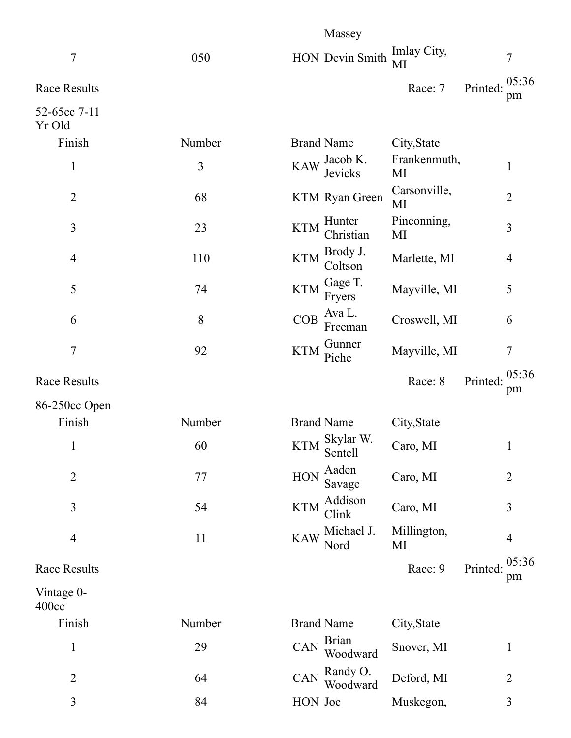| | | | Massey | | |
|---|---|---|---|---|---|
| 7 | 050 | HON | Devin Smith | Imlay City, MI | 7 |

Race Results | Race: 7 | Printed: 05:36 pm

52-65cc 7-11 Yr Old

| Finish | Number | Brand | Name | City,State | |
|---|---|---|---|---|---|
| 1 | 3 | KAW | Jacob K. Jevicks | Frankenmuth, MI | 1 |
| 2 | 68 | KTM | Ryan Green | Carsonville, MI | 2 |
| 3 | 23 | KTM | Hunter Christian | Pinconning, MI | 3 |
| 4 | 110 | KTM | Brody J. Coltson | Marlette, MI | 4 |
| 5 | 74 | KTM | Gage T. Fryers | Mayville, MI | 5 |
| 6 | 8 | COB | Ava L. Freeman | Croswell, MI | 6 |
| 7 | 92 | KTM | Gunner Piche | Mayville, MI | 7 |

Race Results | Race: 8 | Printed: 05:36 pm

86-250cc Open

| Finish | Number | Brand | Name | City,State | |
|---|---|---|---|---|---|
| 1 | 60 | KTM | Skylar W. Sentell | Caro, MI | 1 |
| 2 | 77 | HON | Aaden Savage | Caro, MI | 2 |
| 3 | 54 | KTM | Addison Clink | Caro, MI | 3 |
| 4 | 11 | KAW | Michael J. Nord | Millington, MI | 4 |

Race Results | Race: 9 | Printed: 05:36 pm

Vintage 0-400cc

| Finish | Number | Brand | Name | City,State | |
|---|---|---|---|---|---|
| 1 | 29 | CAN | Brian Woodward | Snover, MI | 1 |
| 2 | 64 | CAN | Randy O. Woodward | Deford, MI | 2 |
| 3 | 84 | HON | Joe | Muskegon, | 3 |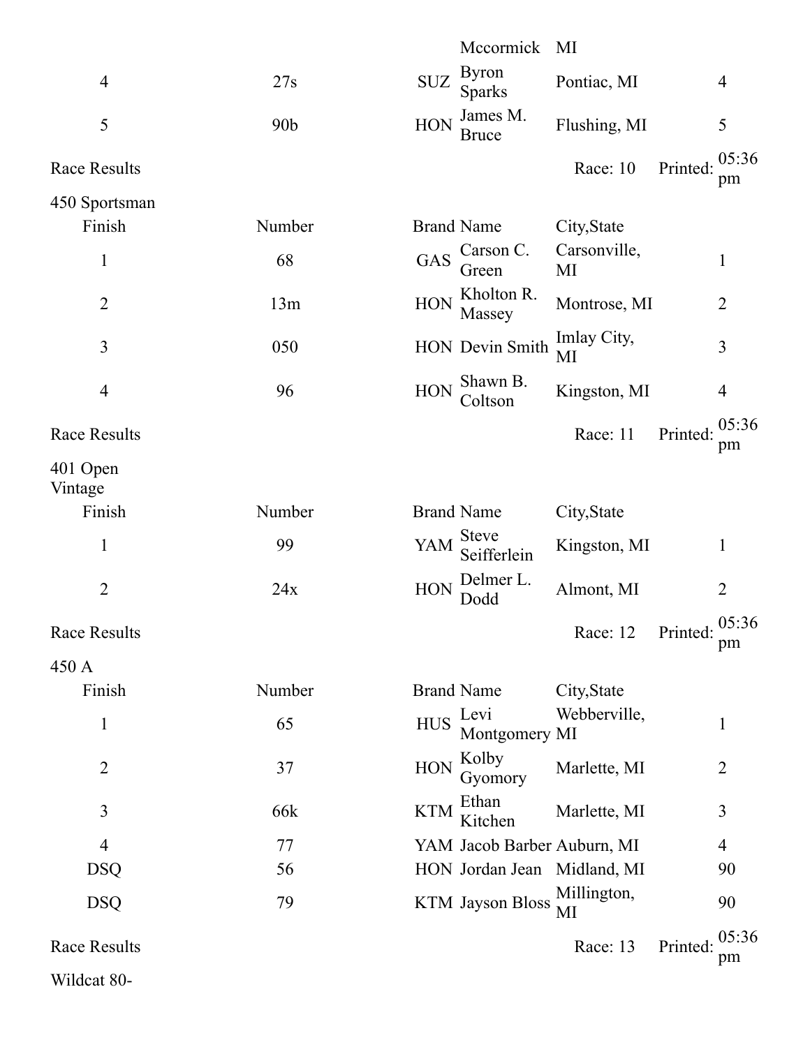| | | | Mccormick | MI | |
|---|---|---|---|---|---|
| 4 | 27s | SUZ | Byron Sparks | Pontiac, MI | 4 |
| 5 | 90b | HON | James M. Bruce | Flushing, MI | 5 |

Race Results — Race: 10 — Printed: 05:36 pm

450 Sportsman

| Finish | Number | Brand | Name | City,State | |
|---|---|---|---|---|---|
| 1 | 68 | GAS | Carson C. Green | Carsonville, MI | 1 |
| 2 | 13m | HON | Kholton R. Massey | Montrose, MI | 2 |
| 3 | 050 | HON | Devin Smith | Imlay City, MI | 3 |
| 4 | 96 | HON | Shawn B. Coltson | Kingston, MI | 4 |

Race Results — Race: 11 — Printed: 05:36 pm

401 Open Vintage

| Finish | Number | Brand | Name | City,State | |
|---|---|---|---|---|---|
| 1 | 99 | YAM | Steve Seifferlein | Kingston, MI | 1 |
| 2 | 24x | HON | Delmer L. Dodd | Almont, MI | 2 |

Race Results — Race: 12 — Printed: 05:36 pm

450 A

| Finish | Number | Brand | Name | City,State | |
|---|---|---|---|---|---|
| 1 | 65 | HUS | Levi Montgomery | Webberville, MI | 1 |
| 2 | 37 | HON | Kolby Gyomory | Marlette, MI | 2 |
| 3 | 66k | KTM | Ethan Kitchen | Marlette, MI | 3 |
| 4 | 77 | YAM | Jacob Barber | Auburn, MI | 4 |
| DSQ | 56 | HON | Jordan Jean | Midland, MI | 90 |
| DSQ | 79 | KTM | Jayson Bloss | Millington, MI | 90 |

Race Results — Race: 13 — Printed: 05:36 pm

Wildcat 80-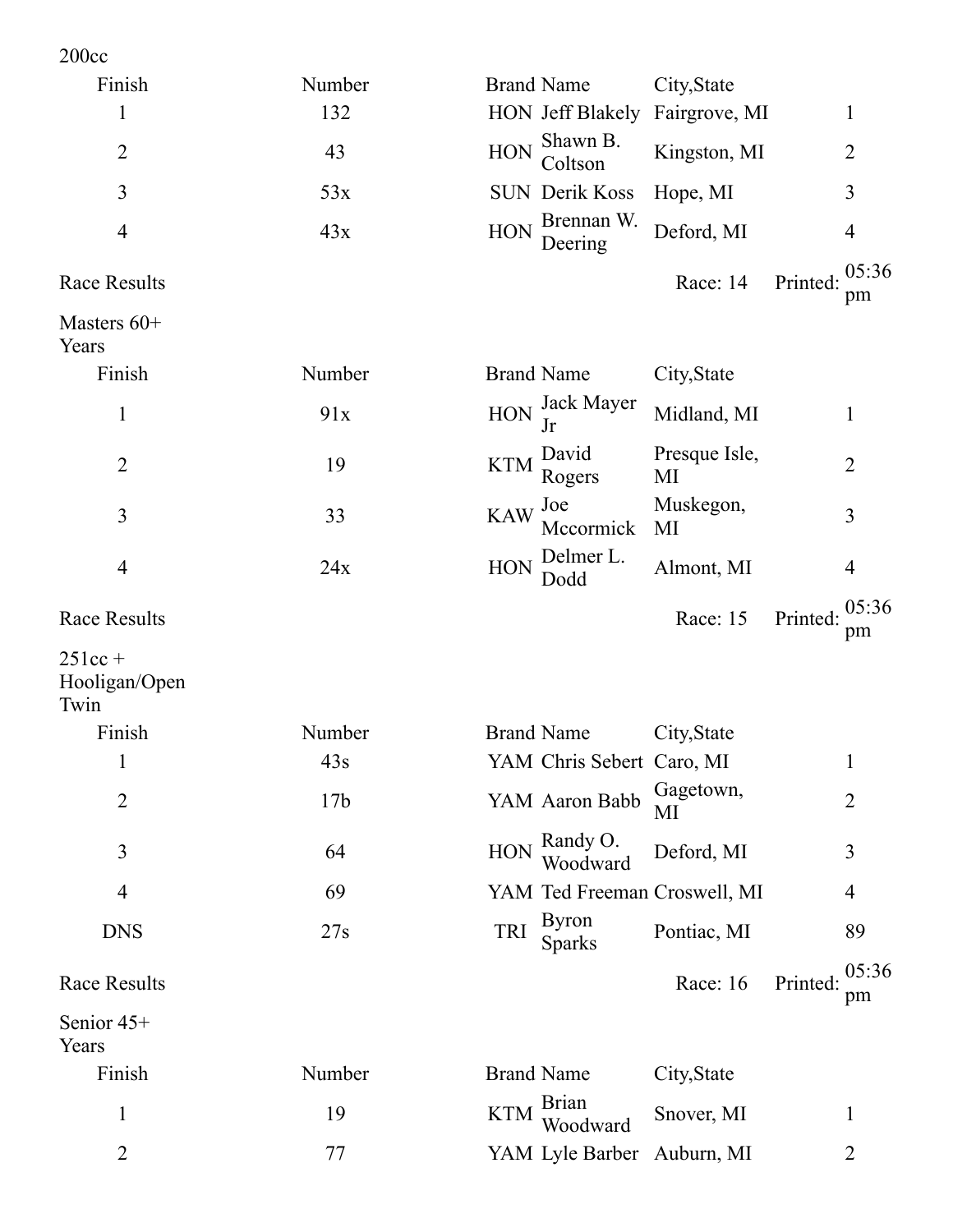200cc

| Finish | Number | Brand | Name | City,State | |
|---|---|---|---|---|---|
| 1 | 132 | HON | Jeff Blakely | Fairgrove, MI | 1 |
| 2 | 43 | HON | Shawn B. Coltson | Kingston, MI | 2 |
| 3 | 53x | SUN | Derik Koss | Hope, MI | 3 |
| 4 | 43x | HON | Brennan W. Deering | Deford, MI | 4 |

Race Results Race: 14 Printed: 05:36 pm

Masters 60+ Years

| Finish | Number | Brand | Name | City,State | |
|---|---|---|---|---|---|
| 1 | 91x | HON | Jack Mayer Jr | Midland, MI | 1 |
| 2 | 19 | KTM | David Rogers | Presque Isle, MI | 2 |
| 3 | 33 | KAW | Joe Mccormick | Muskegon, MI | 3 |
| 4 | 24x | HON | Delmer L. Dodd | Almont, MI | 4 |

Race Results Race: 15 Printed: 05:36 pm

251cc + Hooligan/Open Twin

| Finish | Number | Brand | Name | City,State | |
|---|---|---|---|---|---|
| 1 | 43s | YAM | Chris Sebert | Caro, MI | 1 |
| 2 | 17b | YAM | Aaron Babb | Gagetown, MI | 2 |
| 3 | 64 | HON | Randy O. Woodward | Deford, MI | 3 |
| 4 | 69 | YAM | Ted Freeman | Croswell, MI | 4 |
| DNS | 27s | TRI | Byron Sparks | Pontiac, MI | 89 |

Race Results Race: 16 Printed: 05:36 pm

Senior 45+ Years

| Finish | Number | Brand | Name | City,State | |
|---|---|---|---|---|---|
| 1 | 19 | KTM | Brian Woodward | Snover, MI | 1 |
| 2 | 77 | YAM | Lyle Barber | Auburn, MI | 2 |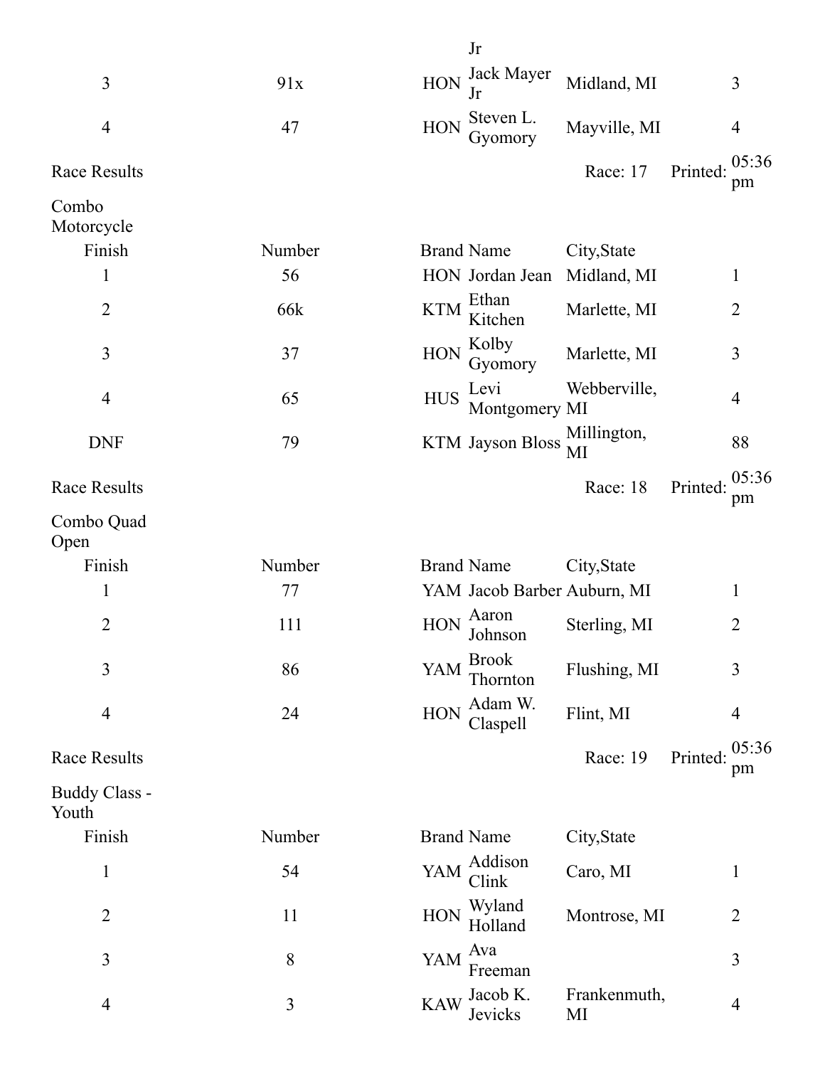| | | | | | |
|---|---|---|---|---|---|
| | | | Jr | | |
| 3 | 91x | HON | Jack Mayer Jr | Midland, MI | 3 |
| 4 | 47 | HON | Steven L. Gyomory | Mayville, MI | 4 |

Race Results — Race: 17 — Printed: 05:36 pm

Combo Motorcycle

| Finish | Number | Brand | Name | City,State | |
|---|---|---|---|---|---|
| 1 | 56 | HON | Jordan Jean | Midland, MI | 1 |
| 2 | 66k | KTM | Ethan Kitchen | Marlette, MI | 2 |
| 3 | 37 | HON | Kolby Gyomory | Marlette, MI | 3 |
| 4 | 65 | HUS | Levi Montgomery | Webberville, MI | 4 |
| DNF | 79 | KTM | Jayson Bloss | Millington, MI | 88 |

Race Results — Race: 18 — Printed: 05:36 pm

Combo Quad Open

| Finish | Number | Brand | Name | City,State | |
|---|---|---|---|---|---|
| 1 | 77 | YAM | Jacob Barber | Auburn, MI | 1 |
| 2 | 111 | HON | Aaron Johnson | Sterling, MI | 2 |
| 3 | 86 | YAM | Brook Thornton | Flushing, MI | 3 |
| 4 | 24 | HON | Adam W. Claspell | Flint, MI | 4 |

Race Results — Race: 19 — Printed: 05:36 pm

Buddy Class - Youth

| Finish | Number | Brand | Name | City,State | |
|---|---|---|---|---|---|
| 1 | 54 | YAM | Addison Clink | Caro, MI | 1 |
| 2 | 11 | HON | Wyland Holland | Montrose, MI | 2 |
| 3 | 8 | YAM | Ava Freeman | | 3 |
| 4 | 3 | KAW | Jacob K. Jevicks | Frankenmuth, MI | 4 |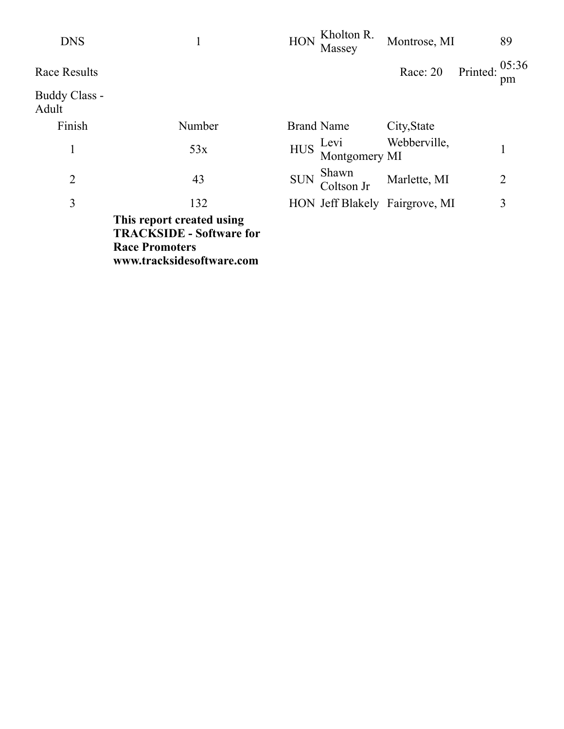| | | | | | |
|---|---|---|---|---|---|
| DNS | 1 | HON | Kholton R. Massey | Montrose, MI | 89 |

Race Results

Race: 20 Printed: 05:36 pm

Buddy Class - Adult

| Finish | Number | Brand | Name | City,State | |
|---|---|---|---|---|---|
| 1 | 53x | HUS | Levi Montgomery | Webberville, MI | 1 |
| 2 | 43 | SUN | Shawn Coltson Jr | Marlette, MI | 2 |
| 3 | 132 | HON | Jeff Blakely | Fairgrove, MI | 3 |

**This report created using TRACKSIDE - Software for Race Promoters www.tracksidesoftware.com**